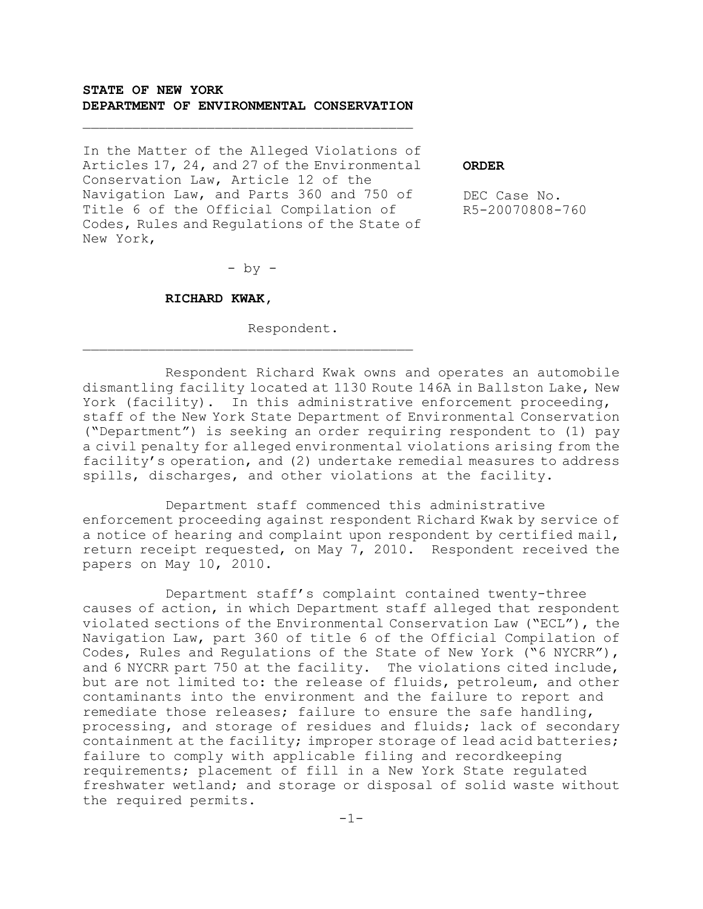**STATE OF NEW YORK**
**DEPARTMENT OF ENVIRONMENTAL CONSERVATION**

---

In the Matter of the Alleged Violations of Articles 17, 24, and 27 of the Environmental Conservation Law, Article 12 of the Navigation Law, and Parts 360 and 750 of Title 6 of the Official Compilation of Codes, Rules and Regulations of the State of New York,

- by -

**RICHARD KWAK,**

Respondent.

---

**ORDER**

DEC Case No. R5-20070808-760

Respondent Richard Kwak owns and operates an automobile dismantling facility located at 1130 Route 146A in Ballston Lake, New York (facility). In this administrative enforcement proceeding, staff of the New York State Department of Environmental Conservation ("Department") is seeking an order requiring respondent to (1) pay a civil penalty for alleged environmental violations arising from the facility's operation, and (2) undertake remedial measures to address spills, discharges, and other violations at the facility.

Department staff commenced this administrative enforcement proceeding against respondent Richard Kwak by service of a notice of hearing and complaint upon respondent by certified mail, return receipt requested, on May 7, 2010. Respondent received the papers on May 10, 2010.

Department staff's complaint contained twenty-three causes of action, in which Department staff alleged that respondent violated sections of the Environmental Conservation Law ("ECL"), the Navigation Law, part 360 of title 6 of the Official Compilation of Codes, Rules and Regulations of the State of New York ("6 NYCRR"), and 6 NYCRR part 750 at the facility. The violations cited include, but are not limited to: the release of fluids, petroleum, and other contaminants into the environment and the failure to report and remediate those releases; failure to ensure the safe handling, processing, and storage of residues and fluids; lack of secondary containment at the facility; improper storage of lead acid batteries; failure to comply with applicable filing and recordkeeping requirements; placement of fill in a New York State regulated freshwater wetland; and storage or disposal of solid waste without the required permits.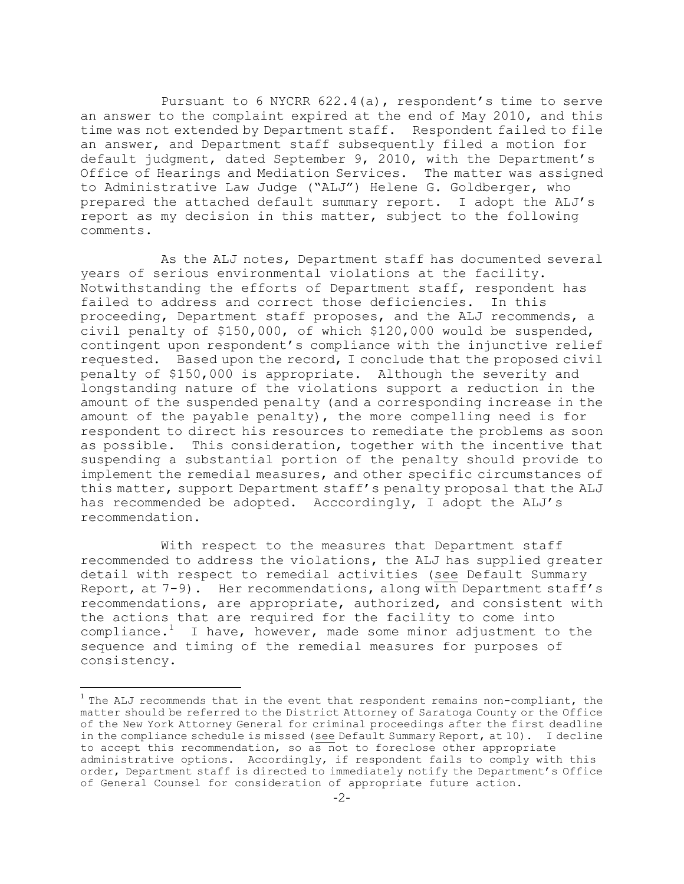Pursuant to 6 NYCRR 622.4(a), respondent's time to serve an answer to the complaint expired at the end of May 2010, and this time was not extended by Department staff. Respondent failed to file an answer, and Department staff subsequently filed a motion for default judgment, dated September 9, 2010, with the Department's Office of Hearings and Mediation Services. The matter was assigned to Administrative Law Judge ("ALJ") Helene G. Goldberger, who prepared the attached default summary report. I adopt the ALJ's report as my decision in this matter, subject to the following comments.

As the ALJ notes, Department staff has documented several years of serious environmental violations at the facility. Notwithstanding the efforts of Department staff, respondent has failed to address and correct those deficiencies. In this proceeding, Department staff proposes, and the ALJ recommends, a civil penalty of $150,000, of which $120,000 would be suspended, contingent upon respondent's compliance with the injunctive relief requested. Based upon the record, I conclude that the proposed civil penalty of $150,000 is appropriate. Although the severity and longstanding nature of the violations support a reduction in the amount of the suspended penalty (and a corresponding increase in the amount of the payable penalty), the more compelling need is for respondent to direct his resources to remediate the problems as soon as possible. This consideration, together with the incentive that suspending a substantial portion of the penalty should provide to implement the remedial measures, and other specific circumstances of this matter, support Department staff's penalty proposal that the ALJ has recommended be adopted. Acccordingly, I adopt the ALJ's recommendation.

With respect to the measures that Department staff recommended to address the violations, the ALJ has supplied greater detail with respect to remedial activities (see Default Summary Report, at 7-9). Her recommendations, along with Department staff's recommendations, are appropriate, authorized, and consistent with the actions that are required for the facility to come into compliance.[1] I have, however, made some minor adjustment to the sequence and timing of the remedial measures for purposes of consistency.

---

[1] The ALJ recommends that in the event that respondent remains non-compliant, the matter should be referred to the District Attorney of Saratoga County or the Office of the New York Attorney General for criminal proceedings after the first deadline in the compliance schedule is missed (see Default Summary Report, at 10). I decline to accept this recommendation, so as not to foreclose other appropriate administrative options. Accordingly, if respondent fails to comply with this order, Department staff is directed to immediately notify the Department's Office of General Counsel for consideration of appropriate future action.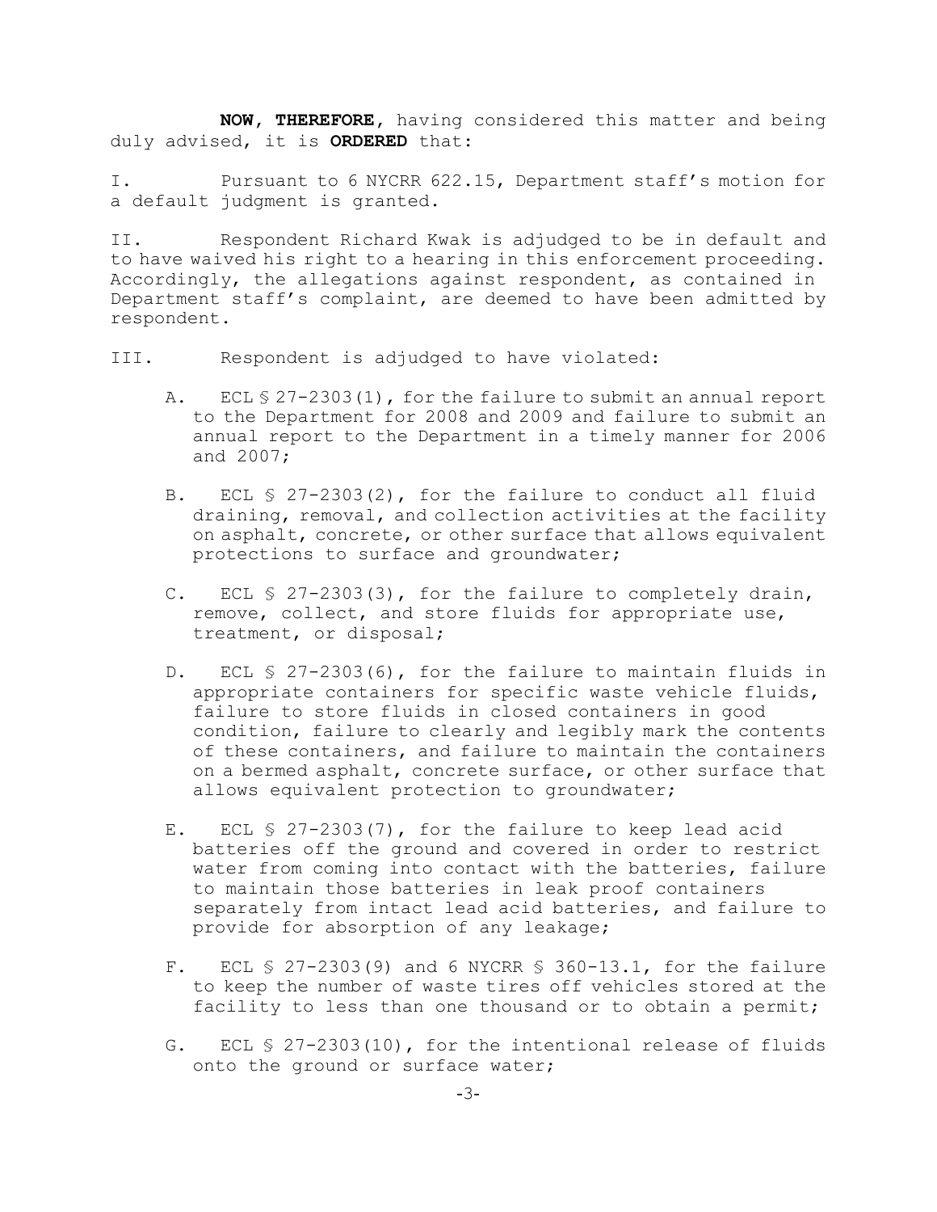**NOW, THEREFORE,** having considered this matter and being duly advised, it is **ORDERED** that:

I. Pursuant to 6 NYCRR 622.15, Department staff's motion for a default judgment is granted.

II. Respondent Richard Kwak is adjudged to be in default and to have waived his right to a hearing in this enforcement proceeding. Accordingly, the allegations against respondent, as contained in Department staff's complaint, are deemed to have been admitted by respondent.

III. Respondent is adjudged to have violated:

A. ECL § 27-2303(1), for the failure to submit an annual report to the Department for 2008 and 2009 and failure to submit an annual report to the Department in a timely manner for 2006 and 2007;

B. ECL § 27-2303(2), for the failure to conduct all fluid draining, removal, and collection activities at the facility on asphalt, concrete, or other surface that allows equivalent protections to surface and groundwater;

C. ECL § 27-2303(3), for the failure to completely drain, remove, collect, and store fluids for appropriate use, treatment, or disposal;

D. ECL § 27-2303(6), for the failure to maintain fluids in appropriate containers for specific waste vehicle fluids, failure to store fluids in closed containers in good condition, failure to clearly and legibly mark the contents of these containers, and failure to maintain the containers on a bermed asphalt, concrete surface, or other surface that allows equivalent protection to groundwater;

E. ECL § 27-2303(7), for the failure to keep lead acid batteries off the ground and covered in order to restrict water from coming into contact with the batteries, failure to maintain those batteries in leak proof containers separately from intact lead acid batteries, and failure to provide for absorption of any leakage;

F. ECL § 27-2303(9) and 6 NYCRR § 360-13.1, for the failure to keep the number of waste tires off vehicles stored at the facility to less than one thousand or to obtain a permit;

G. ECL § 27-2303(10), for the intentional release of fluids onto the ground or surface water;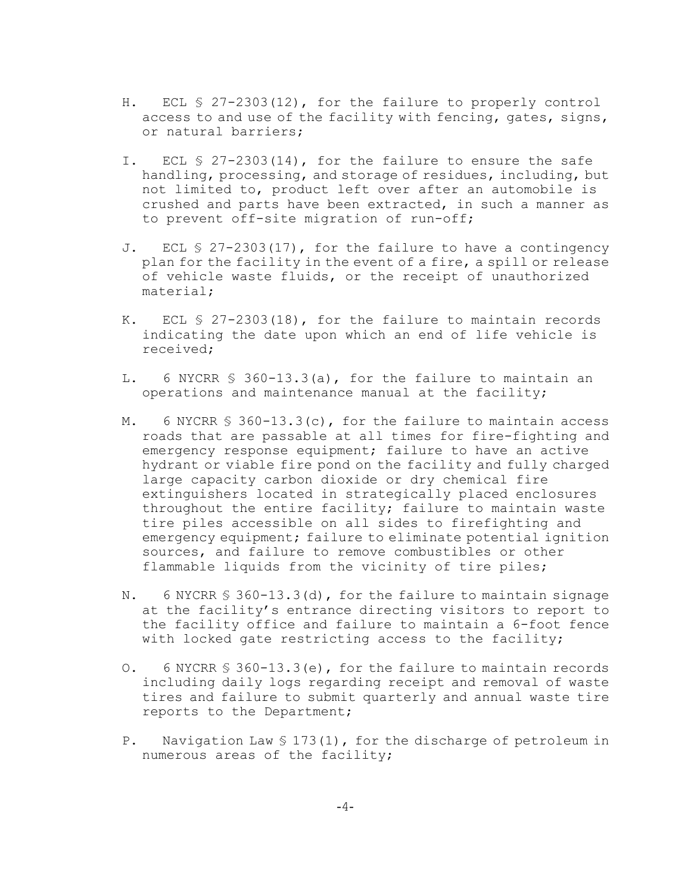H. ECL § 27-2303(12), for the failure to properly control access to and use of the facility with fencing, gates, signs, or natural barriers;

I. ECL § 27-2303(14), for the failure to ensure the safe handling, processing, and storage of residues, including, but not limited to, product left over after an automobile is crushed and parts have been extracted, in such a manner as to prevent off-site migration of run-off;

J. ECL § 27-2303(17), for the failure to have a contingency plan for the facility in the event of a fire, a spill or release of vehicle waste fluids, or the receipt of unauthorized material;

K. ECL § 27-2303(18), for the failure to maintain records indicating the date upon which an end of life vehicle is received;

L. 6 NYCRR § 360-13.3(a), for the failure to maintain an operations and maintenance manual at the facility;

M. 6 NYCRR § 360-13.3(c), for the failure to maintain access roads that are passable at all times for fire-fighting and emergency response equipment; failure to have an active hydrant or viable fire pond on the facility and fully charged large capacity carbon dioxide or dry chemical fire extinguishers located in strategically placed enclosures throughout the entire facility; failure to maintain waste tire piles accessible on all sides to firefighting and emergency equipment; failure to eliminate potential ignition sources, and failure to remove combustibles or other flammable liquids from the vicinity of tire piles;

N. 6 NYCRR § 360-13.3(d), for the failure to maintain signage at the facility's entrance directing visitors to report to the facility office and failure to maintain a 6-foot fence with locked gate restricting access to the facility;

O. 6 NYCRR § 360-13.3(e), for the failure to maintain records including daily logs regarding receipt and removal of waste tires and failure to submit quarterly and annual waste tire reports to the Department;

P. Navigation Law § 173(1), for the discharge of petroleum in numerous areas of the facility;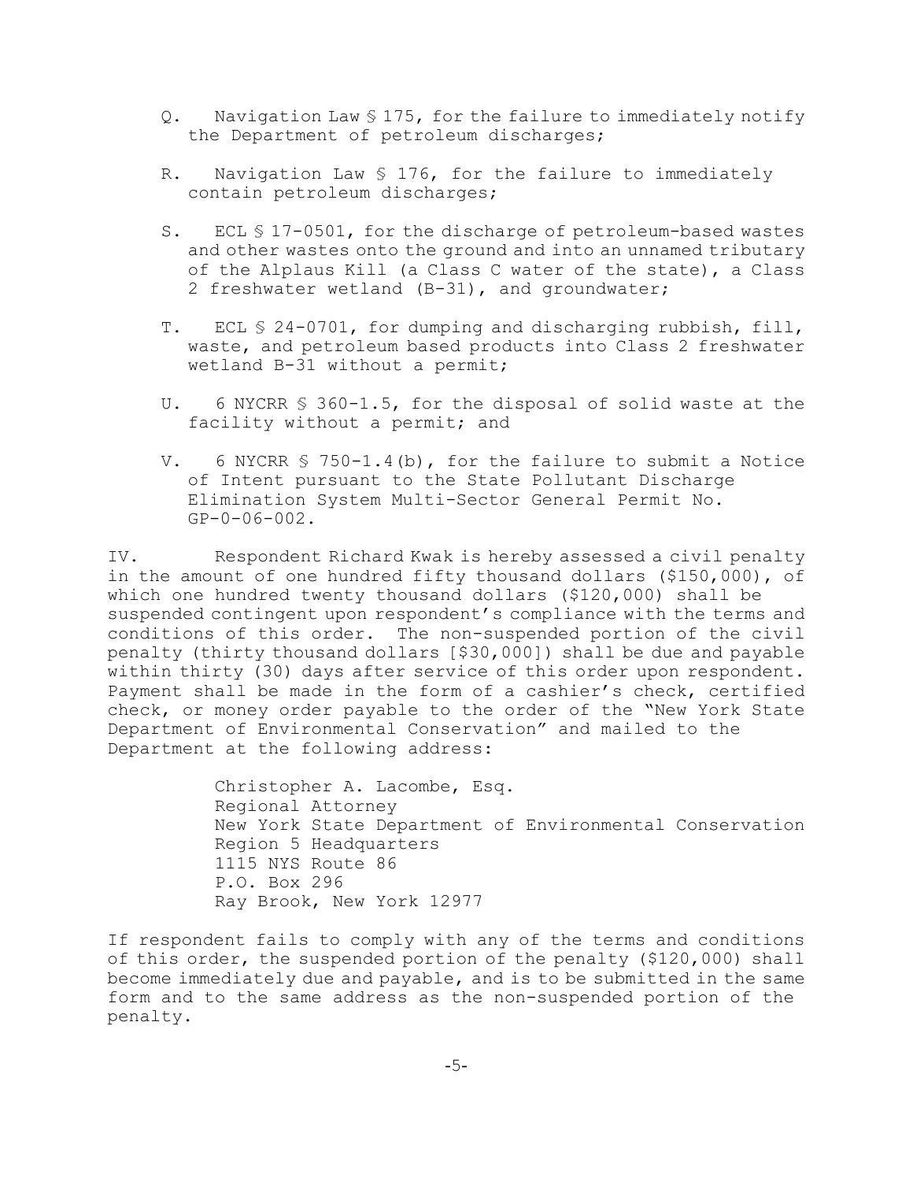Q. Navigation Law § 175, for the failure to immediately notify the Department of petroleum discharges;

R. Navigation Law § 176, for the failure to immediately contain petroleum discharges;

S. ECL § 17-0501, for the discharge of petroleum-based wastes and other wastes onto the ground and into an unnamed tributary of the Alplaus Kill (a Class C water of the state), a Class 2 freshwater wetland (B-31), and groundwater;

T. ECL § 24-0701, for dumping and discharging rubbish, fill, waste, and petroleum based products into Class 2 freshwater wetland B-31 without a permit;

U. 6 NYCRR § 360-1.5, for the disposal of solid waste at the facility without a permit; and

V. 6 NYCRR § 750-1.4(b), for the failure to submit a Notice of Intent pursuant to the State Pollutant Discharge Elimination System Multi-Sector General Permit No. GP-0-06-002.

IV. Respondent Richard Kwak is hereby assessed a civil penalty in the amount of one hundred fifty thousand dollars ($150,000), of which one hundred twenty thousand dollars ($120,000) shall be suspended contingent upon respondent's compliance with the terms and conditions of this order. The non-suspended portion of the civil penalty (thirty thousand dollars [$30,000]) shall be due and payable within thirty (30) days after service of this order upon respondent. Payment shall be made in the form of a cashier's check, certified check, or money order payable to the order of the "New York State Department of Environmental Conservation" and mailed to the Department at the following address:

Christopher A. Lacombe, Esq.
Regional Attorney
New York State Department of Environmental Conservation
Region 5 Headquarters
1115 NYS Route 86
P.O. Box 296
Ray Brook, New York 12977

If respondent fails to comply with any of the terms and conditions of this order, the suspended portion of the penalty ($120,000) shall become immediately due and payable, and is to be submitted in the same form and to the same address as the non-suspended portion of the penalty.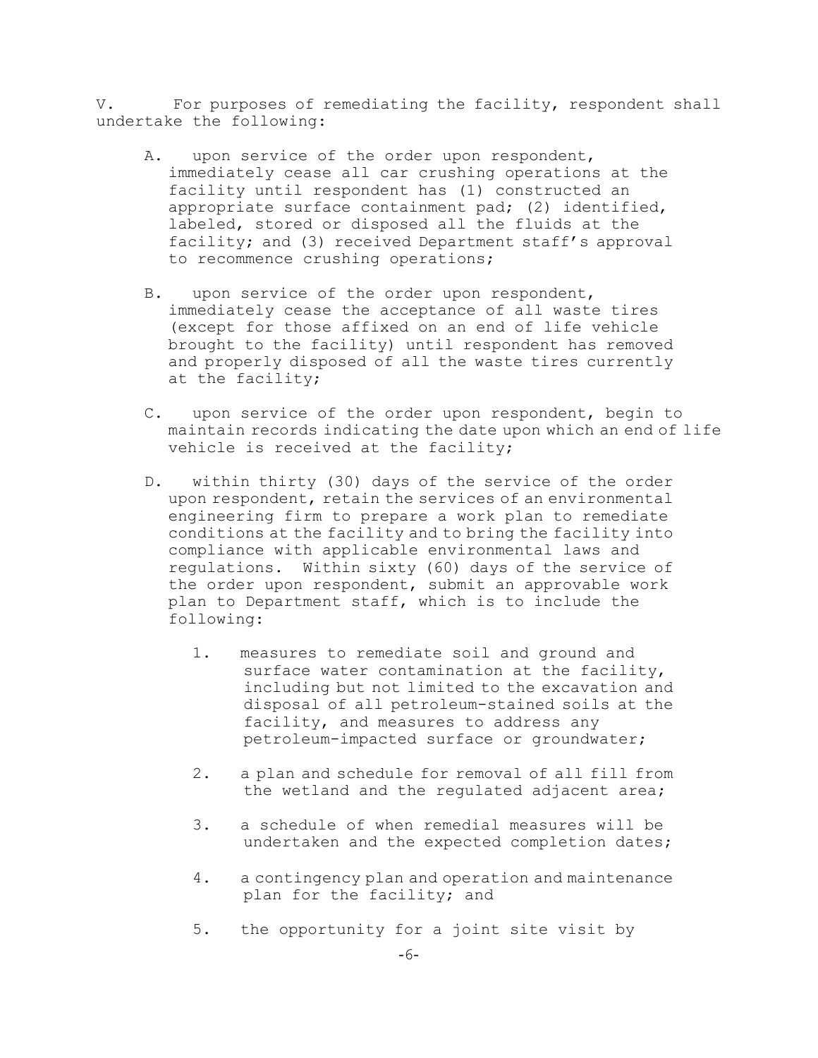V. For purposes of remediating the facility, respondent shall undertake the following:

A. upon service of the order upon respondent, immediately cease all car crushing operations at the facility until respondent has (1) constructed an appropriate surface containment pad; (2) identified, labeled, stored or disposed all the fluids at the facility; and (3) received Department staff's approval to recommence crushing operations;

B. upon service of the order upon respondent, immediately cease the acceptance of all waste tires (except for those affixed on an end of life vehicle brought to the facility) until respondent has removed and properly disposed of all the waste tires currently at the facility;

C. upon service of the order upon respondent, begin to maintain records indicating the date upon which an end of life vehicle is received at the facility;

D. within thirty (30) days of the service of the order upon respondent, retain the services of an environmental engineering firm to prepare a work plan to remediate conditions at the facility and to bring the facility into compliance with applicable environmental laws and regulations. Within sixty (60) days of the service of the order upon respondent, submit an approvable work plan to Department staff, which is to include the following:

   1. measures to remediate soil and ground and surface water contamination at the facility, including but not limited to the excavation and disposal of all petroleum-stained soils at the facility, and measures to address any petroleum-impacted surface or groundwater;

   2. a plan and schedule for removal of all fill from the wetland and the regulated adjacent area;

   3. a schedule of when remedial measures will be undertaken and the expected completion dates;

   4. a contingency plan and operation and maintenance plan for the facility; and

   5. the opportunity for a joint site visit by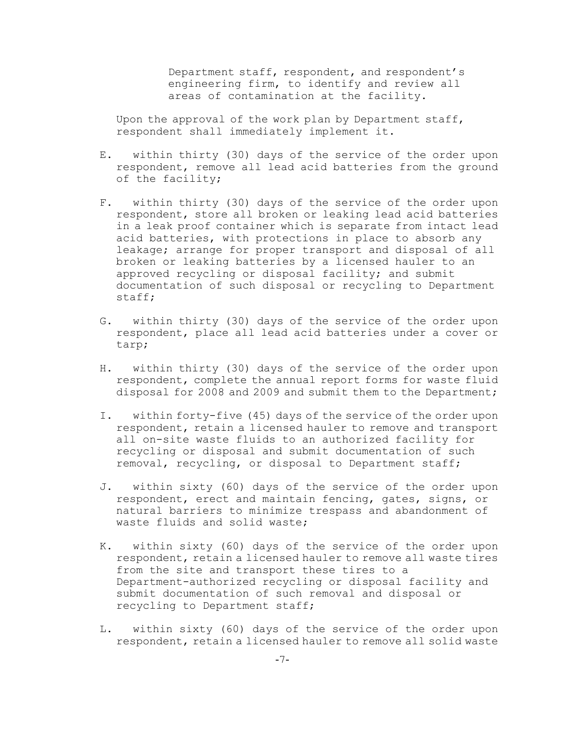Department staff, respondent, and respondent's engineering firm, to identify and review all areas of contamination at the facility.

Upon the approval of the work plan by Department staff, respondent shall immediately implement it.

E. within thirty (30) days of the service of the order upon respondent, remove all lead acid batteries from the ground of the facility;

F. within thirty (30) days of the service of the order upon respondent, store all broken or leaking lead acid batteries in a leak proof container which is separate from intact lead acid batteries, with protections in place to absorb any leakage; arrange for proper transport and disposal of all broken or leaking batteries by a licensed hauler to an approved recycling or disposal facility; and submit documentation of such disposal or recycling to Department staff;

G. within thirty (30) days of the service of the order upon respondent, place all lead acid batteries under a cover or tarp;

H. within thirty (30) days of the service of the order upon respondent, complete the annual report forms for waste fluid disposal for 2008 and 2009 and submit them to the Department;

I. within forty-five (45) days of the service of the order upon respondent, retain a licensed hauler to remove and transport all on-site waste fluids to an authorized facility for recycling or disposal and submit documentation of such removal, recycling, or disposal to Department staff;

J. within sixty (60) days of the service of the order upon respondent, erect and maintain fencing, gates, signs, or natural barriers to minimize trespass and abandonment of waste fluids and solid waste;

K. within sixty (60) days of the service of the order upon respondent, retain a licensed hauler to remove all waste tires from the site and transport these tires to a Department-authorized recycling or disposal facility and submit documentation of such removal and disposal or recycling to Department staff;

L. within sixty (60) days of the service of the order upon respondent, retain a licensed hauler to remove all solid waste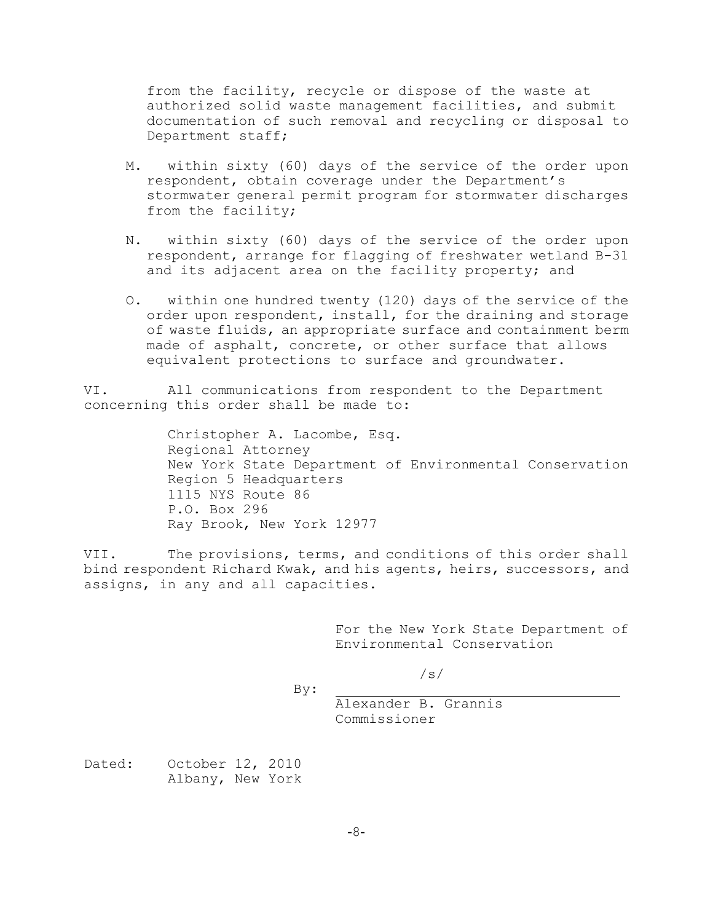from the facility, recycle or dispose of the waste at authorized solid waste management facilities, and submit documentation of such removal and recycling or disposal to Department staff;

M. within sixty (60) days of the service of the order upon respondent, obtain coverage under the Department's stormwater general permit program for stormwater discharges from the facility;

N. within sixty (60) days of the service of the order upon respondent, arrange for flagging of freshwater wetland B-31 and its adjacent area on the facility property; and

O. within one hundred twenty (120) days of the service of the order upon respondent, install, for the draining and storage of waste fluids, an appropriate surface and containment berm made of asphalt, concrete, or other surface that allows equivalent protections to surface and groundwater.

VI. All communications from respondent to the Department concerning this order shall be made to:

Christopher A. Lacombe, Esq.
Regional Attorney
New York State Department of Environmental Conservation
Region 5 Headquarters
1115 NYS Route 86
P.O. Box 296
Ray Brook, New York 12977

VII. The provisions, terms, and conditions of this order shall bind respondent Richard Kwak, and his agents, heirs, successors, and assigns, in any and all capacities.

For the New York State Department of Environmental Conservation

By: /s/
Alexander B. Grannis
Commissioner

Dated: October 12, 2010
Albany, New York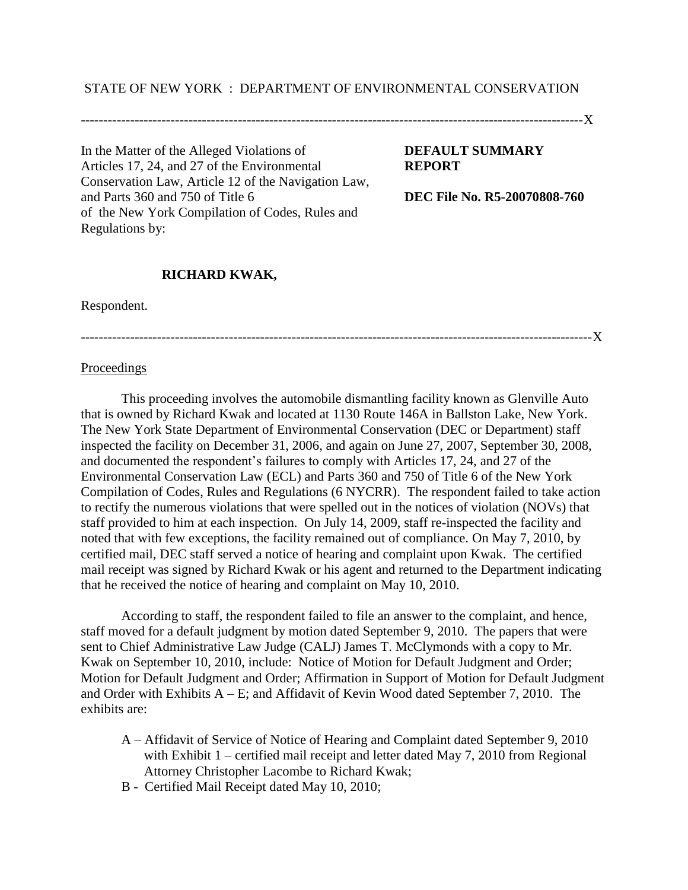STATE OF NEW YORK : DEPARTMENT OF ENVIRONMENTAL CONSERVATION

---

In the Matter of the Alleged Violations of Articles 17, 24, and 27 of the Environmental Conservation Law, Article 12 of the Navigation Law, and Parts 360 and 750 of Title 6 of the New York Compilation of Codes, Rules and Regulations by:

**RICHARD KWAK,**

Respondent.

**DEFAULT SUMMARY REPORT**

**DEC File No. R5-20070808-760**

---

Proceedings

This proceeding involves the automobile dismantling facility known as Glenville Auto that is owned by Richard Kwak and located at 1130 Route 146A in Ballston Lake, New York. The New York State Department of Environmental Conservation (DEC or Department) staff inspected the facility on December 31, 2006, and again on June 27, 2007, September 30, 2008, and documented the respondent's failures to comply with Articles 17, 24, and 27 of the Environmental Conservation Law (ECL) and Parts 360 and 750 of Title 6 of the New York Compilation of Codes, Rules and Regulations (6 NYCRR). The respondent failed to take action to rectify the numerous violations that were spelled out in the notices of violation (NOVs) that staff provided to him at each inspection. On July 14, 2009, staff re-inspected the facility and noted that with few exceptions, the facility remained out of compliance. On May 7, 2010, by certified mail, DEC staff served a notice of hearing and complaint upon Kwak. The certified mail receipt was signed by Richard Kwak or his agent and returned to the Department indicating that he received the notice of hearing and complaint on May 10, 2010.

According to staff, the respondent failed to file an answer to the complaint, and hence, staff moved for a default judgment by motion dated September 9, 2010. The papers that were sent to Chief Administrative Law Judge (CALJ) James T. McClymonds with a copy to Mr. Kwak on September 10, 2010, include: Notice of Motion for Default Judgment and Order; Motion for Default Judgment and Order; Affirmation in Support of Motion for Default Judgment and Order with Exhibits A – E; and Affidavit of Kevin Wood dated September 7, 2010. The exhibits are:

- A – Affidavit of Service of Notice of Hearing and Complaint dated September 9, 2010 with Exhibit 1 – certified mail receipt and letter dated May 7, 2010 from Regional Attorney Christopher Lacombe to Richard Kwak;
- B - Certified Mail Receipt dated May 10, 2010;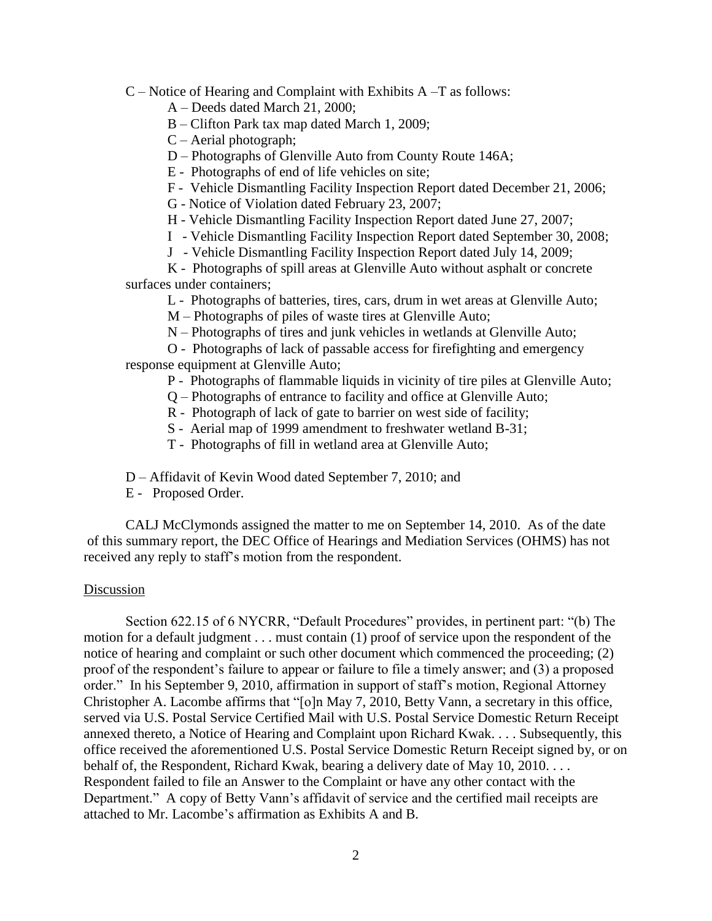C – Notice of Hearing and Complaint with Exhibits A –T as follows:

- A – Deeds dated March 21, 2000;
- B – Clifton Park tax map dated March 1, 2009;
- C – Aerial photograph;
- D – Photographs of Glenville Auto from County Route 146A;
- E - Photographs of end of life vehicles on site;
- F - Vehicle Dismantling Facility Inspection Report dated December 21, 2006;
- G - Notice of Violation dated February 23, 2007;
- H - Vehicle Dismantling Facility Inspection Report dated June 27, 2007;
- I - Vehicle Dismantling Facility Inspection Report dated September 30, 2008;
- J - Vehicle Dismantling Facility Inspection Report dated July 14, 2009;
- K - Photographs of spill areas at Glenville Auto without asphalt or concrete surfaces under containers;
- L - Photographs of batteries, tires, cars, drum in wet areas at Glenville Auto;
- M – Photographs of piles of waste tires at Glenville Auto;
- N – Photographs of tires and junk vehicles in wetlands at Glenville Auto;
- O - Photographs of lack of passable access for firefighting and emergency response equipment at Glenville Auto;
- P - Photographs of flammable liquids in vicinity of tire piles at Glenville Auto;
- Q – Photographs of entrance to facility and office at Glenville Auto;
- R - Photograph of lack of gate to barrier on west side of facility;
- S - Aerial map of 1999 amendment to freshwater wetland B-31;
- T - Photographs of fill in wetland area at Glenville Auto;

D – Affidavit of Kevin Wood dated September 7, 2010; and

E - Proposed Order.

CALJ McClymonds assigned the matter to me on September 14, 2010. As of the date of this summary report, the DEC Office of Hearings and Mediation Services (OHMS) has not received any reply to staff's motion from the respondent.

## Discussion

Section 622.15 of 6 NYCRR, "Default Procedures" provides, in pertinent part: "(b) The motion for a default judgment . . . must contain (1) proof of service upon the respondent of the notice of hearing and complaint or such other document which commenced the proceeding; (2) proof of the respondent's failure to appear or failure to file a timely answer; and (3) a proposed order." In his September 9, 2010, affirmation in support of staff's motion, Regional Attorney Christopher A. Lacombe affirms that "[o]n May 7, 2010, Betty Vann, a secretary in this office, served via U.S. Postal Service Certified Mail with U.S. Postal Service Domestic Return Receipt annexed thereto, a Notice of Hearing and Complaint upon Richard Kwak. . . . Subsequently, this office received the aforementioned U.S. Postal Service Domestic Return Receipt signed by, or on behalf of, the Respondent, Richard Kwak, bearing a delivery date of May 10, 2010. . . . Respondent failed to file an Answer to the Complaint or have any other contact with the Department." A copy of Betty Vann's affidavit of service and the certified mail receipts are attached to Mr. Lacombe's affirmation as Exhibits A and B.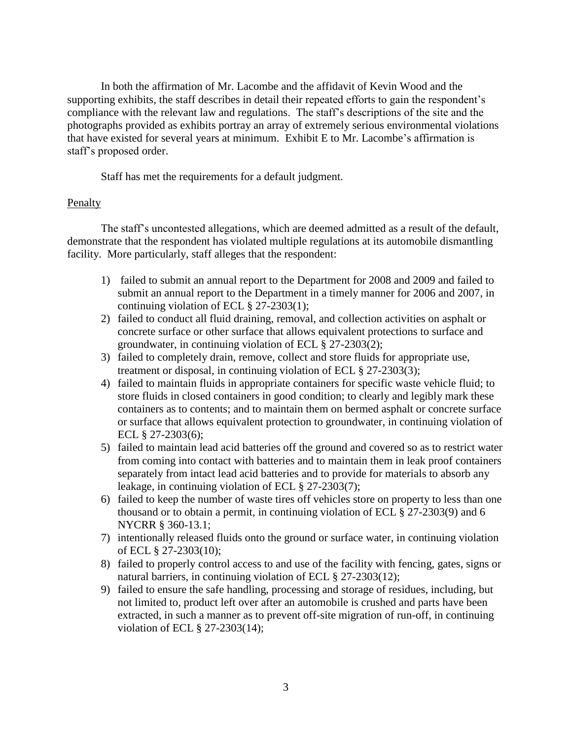In both the affirmation of Mr. Lacombe and the affidavit of Kevin Wood and the supporting exhibits, the staff describes in detail their repeated efforts to gain the respondent's compliance with the relevant law and regulations. The staff's descriptions of the site and the photographs provided as exhibits portray an array of extremely serious environmental violations that have existed for several years at minimum. Exhibit E to Mr. Lacombe's affirmation is staff's proposed order.

Staff has met the requirements for a default judgment.

## Penalty

The staff's uncontested allegations, which are deemed admitted as a result of the default, demonstrate that the respondent has violated multiple regulations at its automobile dismantling facility. More particularly, staff alleges that the respondent:

1) failed to submit an annual report to the Department for 2008 and 2009 and failed to submit an annual report to the Department in a timely manner for 2006 and 2007, in continuing violation of ECL § 27-2303(1);
2) failed to conduct all fluid draining, removal, and collection activities on asphalt or concrete surface or other surface that allows equivalent protections to surface and groundwater, in continuing violation of ECL § 27-2303(2);
3) failed to completely drain, remove, collect and store fluids for appropriate use, treatment or disposal, in continuing violation of ECL § 27-2303(3);
4) failed to maintain fluids in appropriate containers for specific waste vehicle fluid; to store fluids in closed containers in good condition; to clearly and legibly mark these containers as to contents; and to maintain them on bermed asphalt or concrete surface or surface that allows equivalent protection to groundwater, in continuing violation of ECL § 27-2303(6);
5) failed to maintain lead acid batteries off the ground and covered so as to restrict water from coming into contact with batteries and to maintain them in leak proof containers separately from intact lead acid batteries and to provide for materials to absorb any leakage, in continuing violation of ECL § 27-2303(7);
6) failed to keep the number of waste tires off vehicles store on property to less than one thousand or to obtain a permit, in continuing violation of ECL § 27-2303(9) and 6 NYCRR § 360-13.1;
7) intentionally released fluids onto the ground or surface water, in continuing violation of ECL § 27-2303(10);
8) failed to properly control access to and use of the facility with fencing, gates, signs or natural barriers, in continuing violation of ECL § 27-2303(12);
9) failed to ensure the safe handling, processing and storage of residues, including, but not limited to, product left over after an automobile is crushed and parts have been extracted, in such a manner as to prevent off-site migration of run-off, in continuing violation of ECL § 27-2303(14);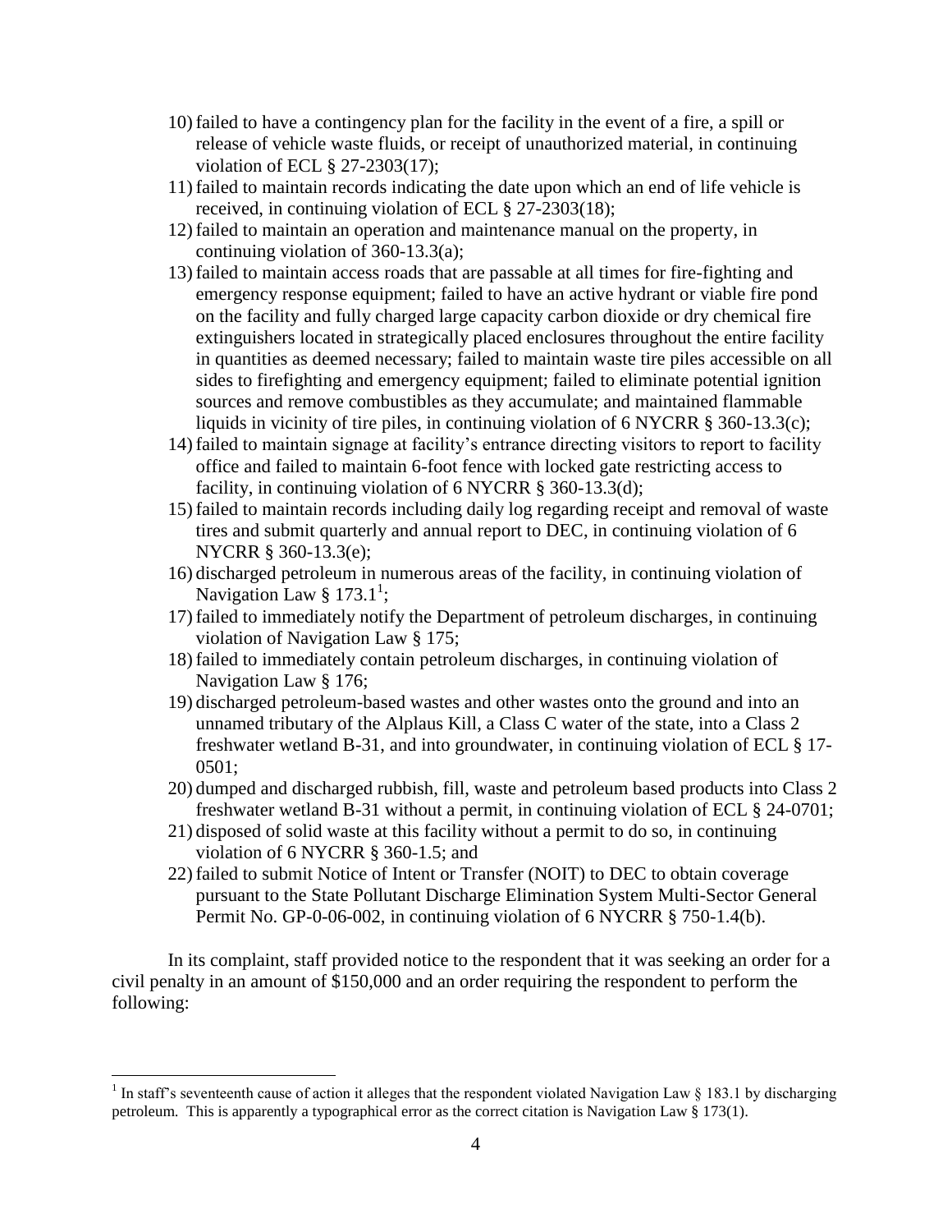10) failed to have a contingency plan for the facility in the event of a fire, a spill or release of vehicle waste fluids, or receipt of unauthorized material, in continuing violation of ECL § 27-2303(17);
11) failed to maintain records indicating the date upon which an end of life vehicle is received, in continuing violation of ECL § 27-2303(18);
12) failed to maintain an operation and maintenance manual on the property, in continuing violation of 360-13.3(a);
13) failed to maintain access roads that are passable at all times for fire-fighting and emergency response equipment; failed to have an active hydrant or viable fire pond on the facility and fully charged large capacity carbon dioxide or dry chemical fire extinguishers located in strategically placed enclosures throughout the entire facility in quantities as deemed necessary; failed to maintain waste tire piles accessible on all sides to firefighting and emergency equipment; failed to eliminate potential ignition sources and remove combustibles as they accumulate; and maintained flammable liquids in vicinity of tire piles, in continuing violation of 6 NYCRR § 360-13.3(c);
14) failed to maintain signage at facility's entrance directing visitors to report to facility office and failed to maintain 6-foot fence with locked gate restricting access to facility, in continuing violation of 6 NYCRR § 360-13.3(d);
15) failed to maintain records including daily log regarding receipt and removal of waste tires and submit quarterly and annual report to DEC, in continuing violation of 6 NYCRR § 360-13.3(e);
16) discharged petroleum in numerous areas of the facility, in continuing violation of Navigation Law § 173.1[1];
17) failed to immediately notify the Department of petroleum discharges, in continuing violation of Navigation Law § 175;
18) failed to immediately contain petroleum discharges, in continuing violation of Navigation Law § 176;
19) discharged petroleum-based wastes and other wastes onto the ground and into an unnamed tributary of the Alplaus Kill, a Class C water of the state, into a Class 2 freshwater wetland B-31, and into groundwater, in continuing violation of ECL § 17-0501;
20) dumped and discharged rubbish, fill, waste and petroleum based products into Class 2 freshwater wetland B-31 without a permit, in continuing violation of ECL § 24-0701;
21) disposed of solid waste at this facility without a permit to do so, in continuing violation of 6 NYCRR § 360-1.5; and
22) failed to submit Notice of Intent or Transfer (NOIT) to DEC to obtain coverage pursuant to the State Pollutant Discharge Elimination System Multi-Sector General Permit No. GP-0-06-002, in continuing violation of 6 NYCRR § 750-1.4(b).

In its complaint, staff provided notice to the respondent that it was seeking an order for a civil penalty in an amount of $150,000 and an order requiring the respondent to perform the following:

---

[1] In staff's seventeenth cause of action it alleges that the respondent violated Navigation Law § 183.1 by discharging petroleum. This is apparently a typographical error as the correct citation is Navigation Law § 173(1).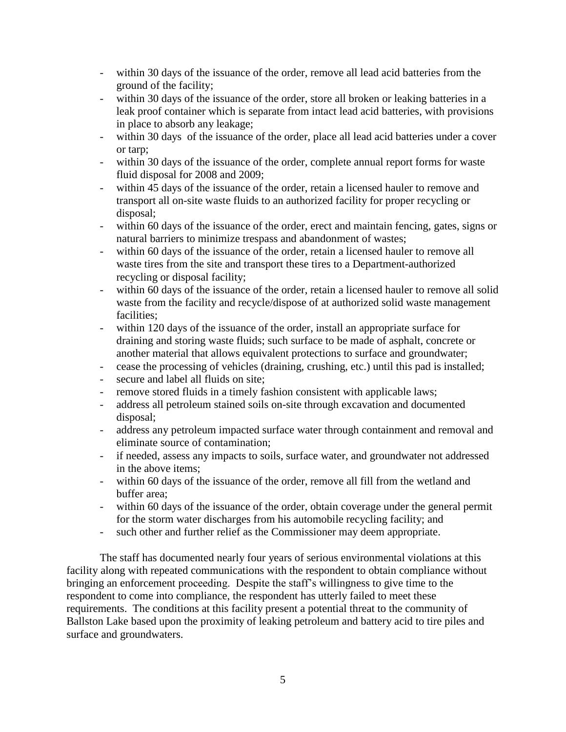- within 30 days of the issuance of the order, remove all lead acid batteries from the ground of the facility;
- within 30 days of the issuance of the order, store all broken or leaking batteries in a leak proof container which is separate from intact lead acid batteries, with provisions in place to absorb any leakage;
- within 30 days of the issuance of the order, place all lead acid batteries under a cover or tarp;
- within 30 days of the issuance of the order, complete annual report forms for waste fluid disposal for 2008 and 2009;
- within 45 days of the issuance of the order, retain a licensed hauler to remove and transport all on-site waste fluids to an authorized facility for proper recycling or disposal;
- within 60 days of the issuance of the order, erect and maintain fencing, gates, signs or natural barriers to minimize trespass and abandonment of wastes;
- within 60 days of the issuance of the order, retain a licensed hauler to remove all waste tires from the site and transport these tires to a Department-authorized recycling or disposal facility;
- within 60 days of the issuance of the order, retain a licensed hauler to remove all solid waste from the facility and recycle/dispose of at authorized solid waste management facilities;
- within 120 days of the issuance of the order, install an appropriate surface for draining and storing waste fluids; such surface to be made of asphalt, concrete or another material that allows equivalent protections to surface and groundwater;
- cease the processing of vehicles (draining, crushing, etc.) until this pad is installed;
- secure and label all fluids on site;
- remove stored fluids in a timely fashion consistent with applicable laws;
- address all petroleum stained soils on-site through excavation and documented disposal;
- address any petroleum impacted surface water through containment and removal and eliminate source of contamination;
- if needed, assess any impacts to soils, surface water, and groundwater not addressed in the above items;
- within 60 days of the issuance of the order, remove all fill from the wetland and buffer area;
- within 60 days of the issuance of the order, obtain coverage under the general permit for the storm water discharges from his automobile recycling facility; and
- such other and further relief as the Commissioner may deem appropriate.

The staff has documented nearly four years of serious environmental violations at this facility along with repeated communications with the respondent to obtain compliance without bringing an enforcement proceeding. Despite the staff's willingness to give time to the respondent to come into compliance, the respondent has utterly failed to meet these requirements. The conditions at this facility present a potential threat to the community of Ballston Lake based upon the proximity of leaking petroleum and battery acid to tire piles and surface and groundwaters.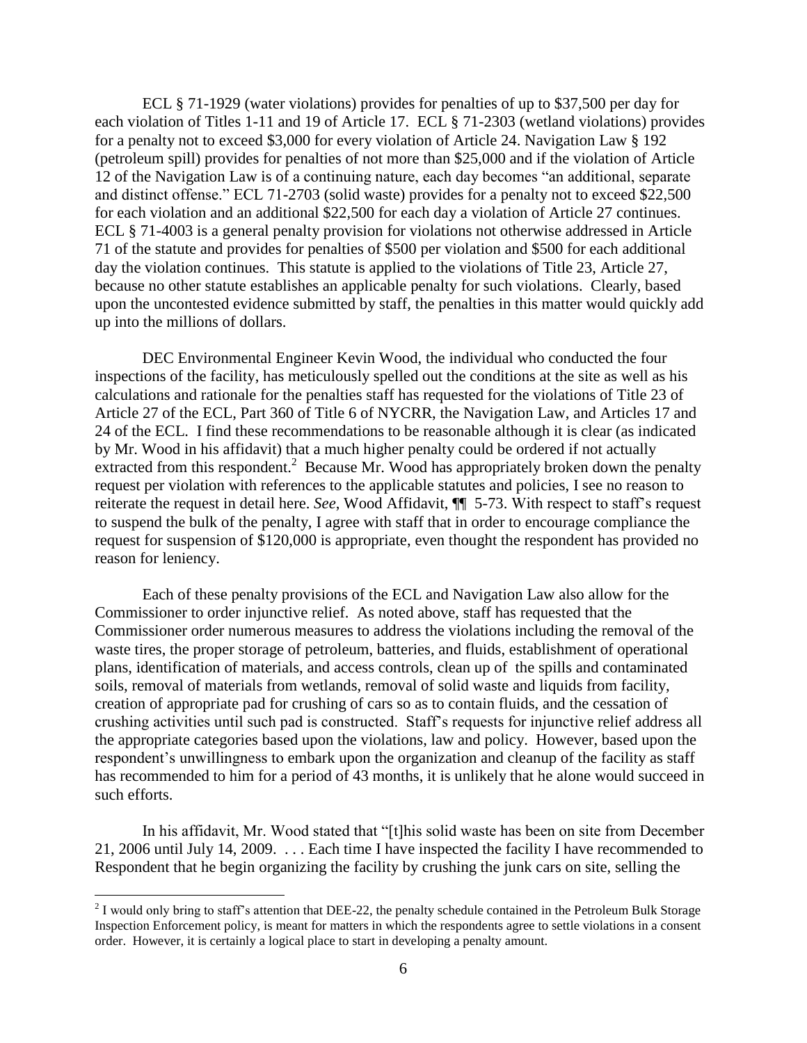ECL § 71-1929 (water violations) provides for penalties of up to $37,500 per day for each violation of Titles 1-11 and 19 of Article 17. ECL § 71-2303 (wetland violations) provides for a penalty not to exceed $3,000 for every violation of Article 24. Navigation Law § 192 (petroleum spill) provides for penalties of not more than $25,000 and if the violation of Article 12 of the Navigation Law is of a continuing nature, each day becomes "an additional, separate and distinct offense." ECL 71-2703 (solid waste) provides for a penalty not to exceed $22,500 for each violation and an additional $22,500 for each day a violation of Article 27 continues. ECL § 71-4003 is a general penalty provision for violations not otherwise addressed in Article 71 of the statute and provides for penalties of $500 per violation and $500 for each additional day the violation continues. This statute is applied to the violations of Title 23, Article 27, because no other statute establishes an applicable penalty for such violations. Clearly, based upon the uncontested evidence submitted by staff, the penalties in this matter would quickly add up into the millions of dollars.

DEC Environmental Engineer Kevin Wood, the individual who conducted the four inspections of the facility, has meticulously spelled out the conditions at the site as well as his calculations and rationale for the penalties staff has requested for the violations of Title 23 of Article 27 of the ECL, Part 360 of Title 6 of NYCRR, the Navigation Law, and Articles 17 and 24 of the ECL. I find these recommendations to be reasonable although it is clear (as indicated by Mr. Wood in his affidavit) that a much higher penalty could be ordered if not actually extracted from this respondent.[2] Because Mr. Wood has appropriately broken down the penalty request per violation with references to the applicable statutes and policies, I see no reason to reiterate the request in detail here. *See*, Wood Affidavit, ¶¶ 5-73. With respect to staff's request to suspend the bulk of the penalty, I agree with staff that in order to encourage compliance the request for suspension of $120,000 is appropriate, even thought the respondent has provided no reason for leniency.

Each of these penalty provisions of the ECL and Navigation Law also allow for the Commissioner to order injunctive relief. As noted above, staff has requested that the Commissioner order numerous measures to address the violations including the removal of the waste tires, the proper storage of petroleum, batteries, and fluids, establishment of operational plans, identification of materials, and access controls, clean up of the spills and contaminated soils, removal of materials from wetlands, removal of solid waste and liquids from facility, creation of appropriate pad for crushing of cars so as to contain fluids, and the cessation of crushing activities until such pad is constructed. Staff's requests for injunctive relief address all the appropriate categories based upon the violations, law and policy. However, based upon the respondent's unwillingness to embark upon the organization and cleanup of the facility as staff has recommended to him for a period of 43 months, it is unlikely that he alone would succeed in such efforts.

In his affidavit, Mr. Wood stated that "[t]his solid waste has been on site from December 21, 2006 until July 14, 2009. . . . Each time I have inspected the facility I have recommended to Respondent that he begin organizing the facility by crushing the junk cars on site, selling the

[2] I would only bring to staff's attention that DEE-22, the penalty schedule contained in the Petroleum Bulk Storage Inspection Enforcement policy, is meant for matters in which the respondents agree to settle violations in a consent order. However, it is certainly a logical place to start in developing a penalty amount.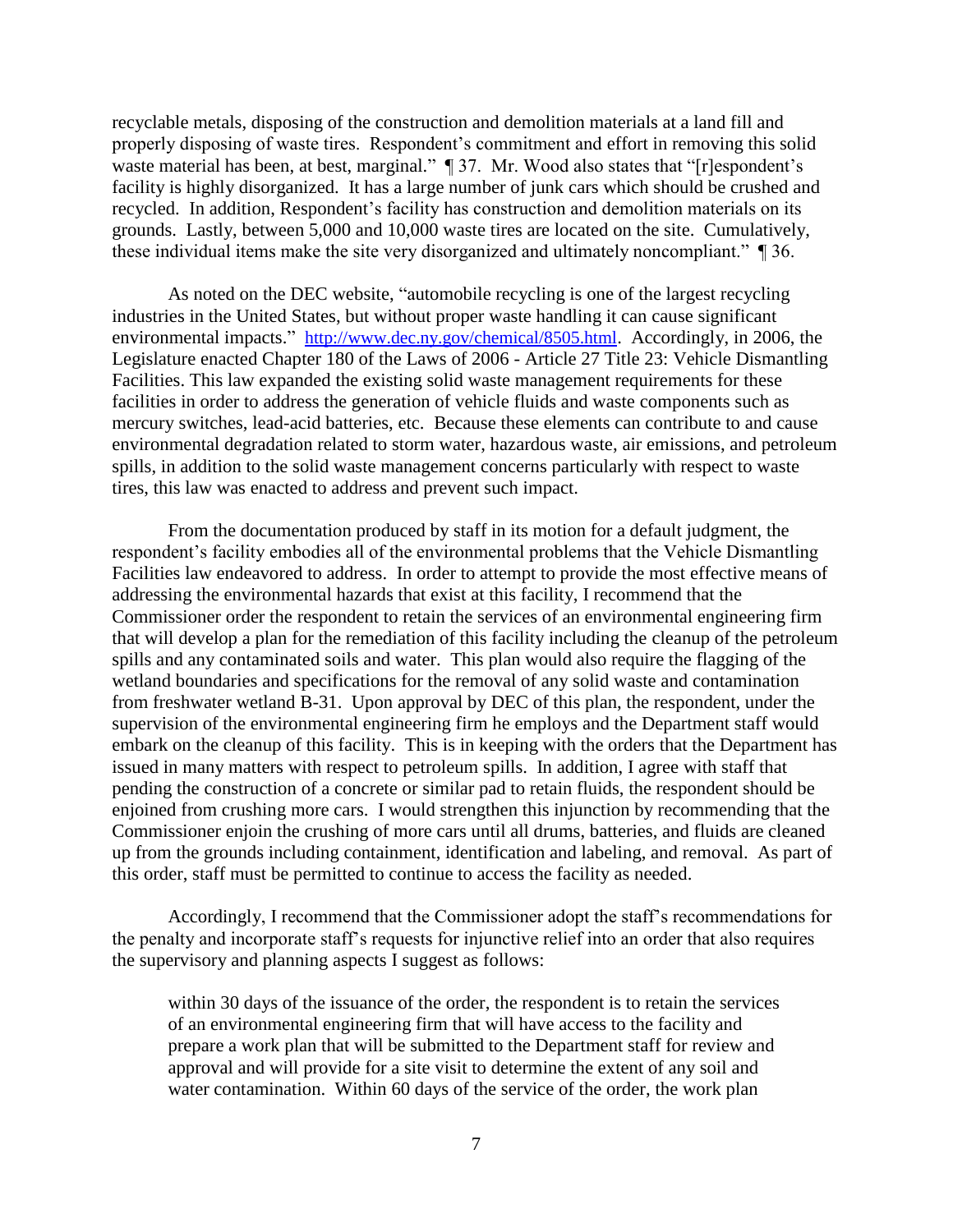recyclable metals, disposing of the construction and demolition materials at a land fill and properly disposing of waste tires. Respondent's commitment and effort in removing this solid waste material has been, at best, marginal." ¶ 37. Mr. Wood also states that "[r]espondent's facility is highly disorganized. It has a large number of junk cars which should be crushed and recycled. In addition, Respondent's facility has construction and demolition materials on its grounds. Lastly, between 5,000 and 10,000 waste tires are located on the site. Cumulatively, these individual items make the site very disorganized and ultimately noncompliant." ¶ 36.

As noted on the DEC website, "automobile recycling is one of the largest recycling industries in the United States, but without proper waste handling it can cause significant environmental impacts." http://www.dec.ny.gov/chemical/8505.html. Accordingly, in 2006, the Legislature enacted Chapter 180 of the Laws of 2006 - Article 27 Title 23: Vehicle Dismantling Facilities. This law expanded the existing solid waste management requirements for these facilities in order to address the generation of vehicle fluids and waste components such as mercury switches, lead-acid batteries, etc. Because these elements can contribute to and cause environmental degradation related to storm water, hazardous waste, air emissions, and petroleum spills, in addition to the solid waste management concerns particularly with respect to waste tires, this law was enacted to address and prevent such impact.

From the documentation produced by staff in its motion for a default judgment, the respondent's facility embodies all of the environmental problems that the Vehicle Dismantling Facilities law endeavored to address. In order to attempt to provide the most effective means of addressing the environmental hazards that exist at this facility, I recommend that the Commissioner order the respondent to retain the services of an environmental engineering firm that will develop a plan for the remediation of this facility including the cleanup of the petroleum spills and any contaminated soils and water. This plan would also require the flagging of the wetland boundaries and specifications for the removal of any solid waste and contamination from freshwater wetland B-31. Upon approval by DEC of this plan, the respondent, under the supervision of the environmental engineering firm he employs and the Department staff would embark on the cleanup of this facility. This is in keeping with the orders that the Department has issued in many matters with respect to petroleum spills. In addition, I agree with staff that pending the construction of a concrete or similar pad to retain fluids, the respondent should be enjoined from crushing more cars. I would strengthen this injunction by recommending that the Commissioner enjoin the crushing of more cars until all drums, batteries, and fluids are cleaned up from the grounds including containment, identification and labeling, and removal. As part of this order, staff must be permitted to continue to access the facility as needed.

Accordingly, I recommend that the Commissioner adopt the staff's recommendations for the penalty and incorporate staff's requests for injunctive relief into an order that also requires the supervisory and planning aspects I suggest as follows:

> within 30 days of the issuance of the order, the respondent is to retain the services of an environmental engineering firm that will have access to the facility and prepare a work plan that will be submitted to the Department staff for review and approval and will provide for a site visit to determine the extent of any soil and water contamination. Within 60 days of the service of the order, the work plan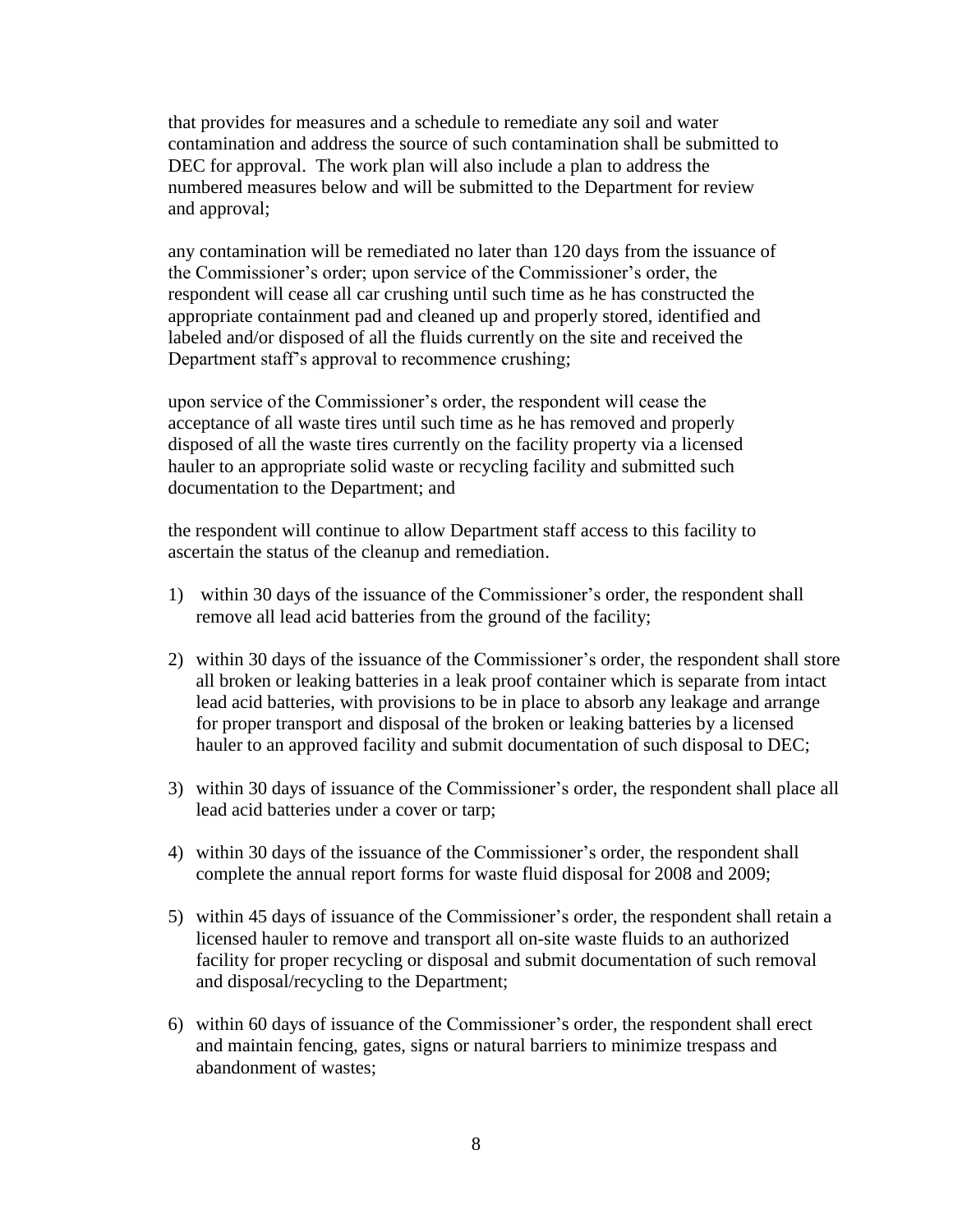that provides for measures and a schedule to remediate any soil and water contamination and address the source of such contamination shall be submitted to DEC for approval. The work plan will also include a plan to address the numbered measures below and will be submitted to the Department for review and approval;

any contamination will be remediated no later than 120 days from the issuance of the Commissioner's order; upon service of the Commissioner's order, the respondent will cease all car crushing until such time as he has constructed the appropriate containment pad and cleaned up and properly stored, identified and labeled and/or disposed of all the fluids currently on the site and received the Department staff's approval to recommence crushing;

upon service of the Commissioner's order, the respondent will cease the acceptance of all waste tires until such time as he has removed and properly disposed of all the waste tires currently on the facility property via a licensed hauler to an appropriate solid waste or recycling facility and submitted such documentation to the Department; and

the respondent will continue to allow Department staff access to this facility to ascertain the status of the cleanup and remediation.

1) within 30 days of the issuance of the Commissioner's order, the respondent shall remove all lead acid batteries from the ground of the facility;

2) within 30 days of the issuance of the Commissioner's order, the respondent shall store all broken or leaking batteries in a leak proof container which is separate from intact lead acid batteries, with provisions to be in place to absorb any leakage and arrange for proper transport and disposal of the broken or leaking batteries by a licensed hauler to an approved facility and submit documentation of such disposal to DEC;

3) within 30 days of issuance of the Commissioner's order, the respondent shall place all lead acid batteries under a cover or tarp;

4) within 30 days of the issuance of the Commissioner's order, the respondent shall complete the annual report forms for waste fluid disposal for 2008 and 2009;

5) within 45 days of issuance of the Commissioner's order, the respondent shall retain a licensed hauler to remove and transport all on-site waste fluids to an authorized facility for proper recycling or disposal and submit documentation of such removal and disposal/recycling to the Department;

6) within 60 days of issuance of the Commissioner's order, the respondent shall erect and maintain fencing, gates, signs or natural barriers to minimize trespass and abandonment of wastes;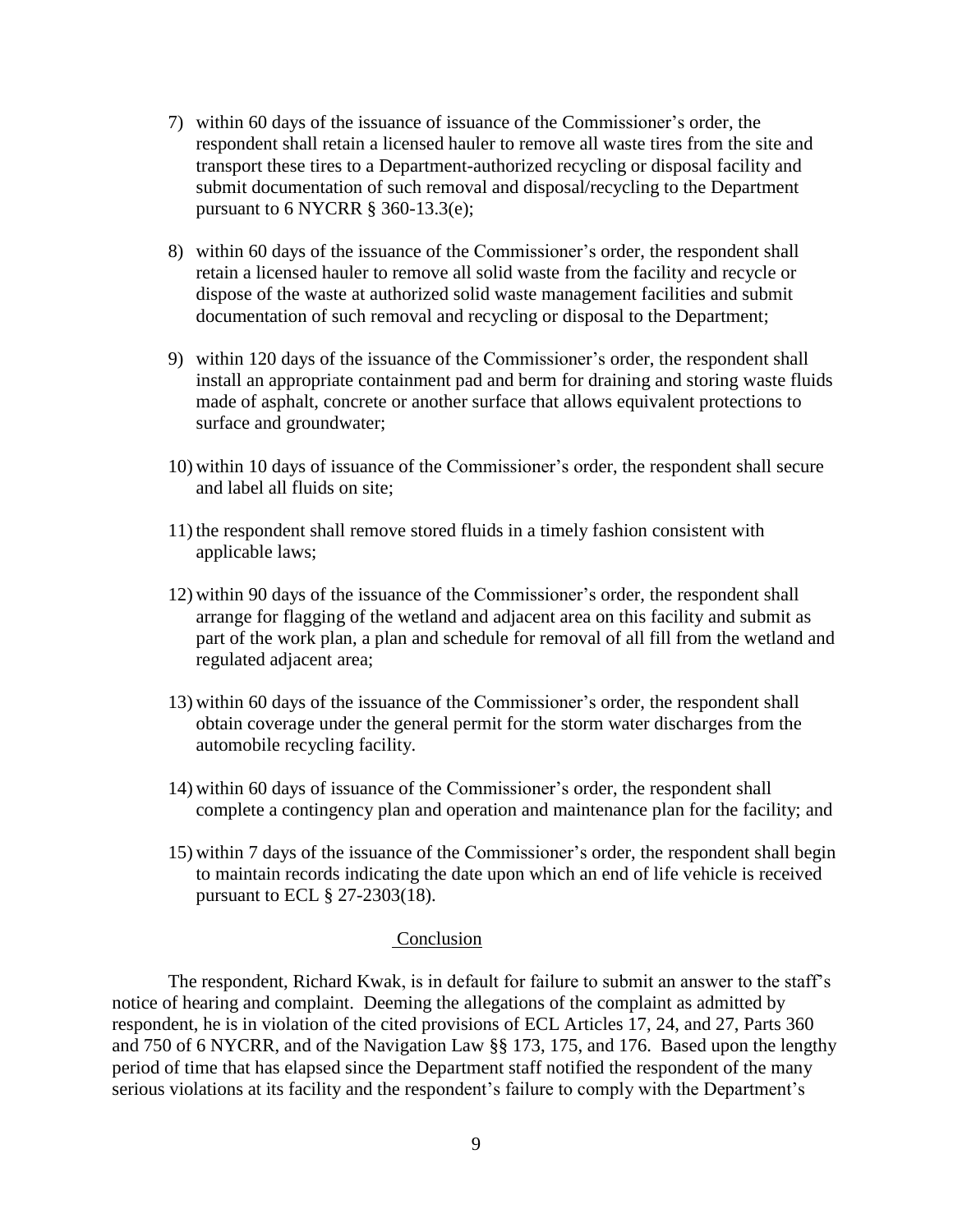7) within 60 days of the issuance of issuance of the Commissioner's order, the respondent shall retain a licensed hauler to remove all waste tires from the site and transport these tires to a Department-authorized recycling or disposal facility and submit documentation of such removal and disposal/recycling to the Department pursuant to 6 NYCRR § 360-13.3(e);

8) within 60 days of the issuance of the Commissioner's order, the respondent shall retain a licensed hauler to remove all solid waste from the facility and recycle or dispose of the waste at authorized solid waste management facilities and submit documentation of such removal and recycling or disposal to the Department;

9) within 120 days of the issuance of the Commissioner's order, the respondent shall install an appropriate containment pad and berm for draining and storing waste fluids made of asphalt, concrete or another surface that allows equivalent protections to surface and groundwater;

10) within 10 days of issuance of the Commissioner's order, the respondent shall secure and label all fluids on site;

11) the respondent shall remove stored fluids in a timely fashion consistent with applicable laws;

12) within 90 days of the issuance of the Commissioner's order, the respondent shall arrange for flagging of the wetland and adjacent area on this facility and submit as part of the work plan, a plan and schedule for removal of all fill from the wetland and regulated adjacent area;

13) within 60 days of the issuance of the Commissioner's order, the respondent shall obtain coverage under the general permit for the storm water discharges from the automobile recycling facility.

14) within 60 days of issuance of the Commissioner's order, the respondent shall complete a contingency plan and operation and maintenance plan for the facility; and

15) within 7 days of the issuance of the Commissioner's order, the respondent shall begin to maintain records indicating the date upon which an end of life vehicle is received pursuant to ECL § 27-2303(18).

## Conclusion

The respondent, Richard Kwak, is in default for failure to submit an answer to the staff's notice of hearing and complaint. Deeming the allegations of the complaint as admitted by respondent, he is in violation of the cited provisions of ECL Articles 17, 24, and 27, Parts 360 and 750 of 6 NYCRR, and of the Navigation Law §§ 173, 175, and 176. Based upon the lengthy period of time that has elapsed since the Department staff notified the respondent of the many serious violations at its facility and the respondent's failure to comply with the Department's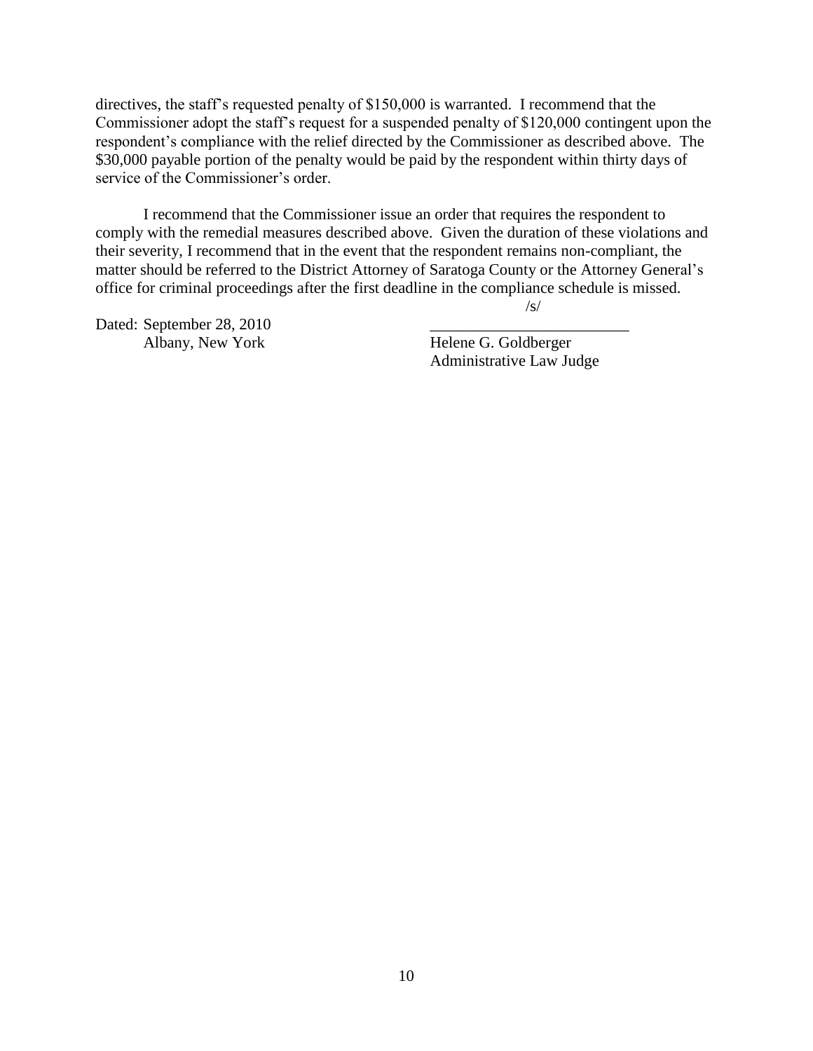directives, the staff's requested penalty of $150,000 is warranted. I recommend that the Commissioner adopt the staff's request for a suspended penalty of $120,000 contingent upon the respondent's compliance with the relief directed by the Commissioner as described above. The $30,000 payable portion of the penalty would be paid by the respondent within thirty days of service of the Commissioner's order.

I recommend that the Commissioner issue an order that requires the respondent to comply with the remedial measures described above. Given the duration of these violations and their severity, I recommend that in the event that the respondent remains non-compliant, the matter should be referred to the District Attorney of Saratoga County or the Attorney General's office for criminal proceedings after the first deadline in the compliance schedule is missed.

/s/

Dated: September 28, 2010
Albany, New York

Helene G. Goldberger
Administrative Law Judge